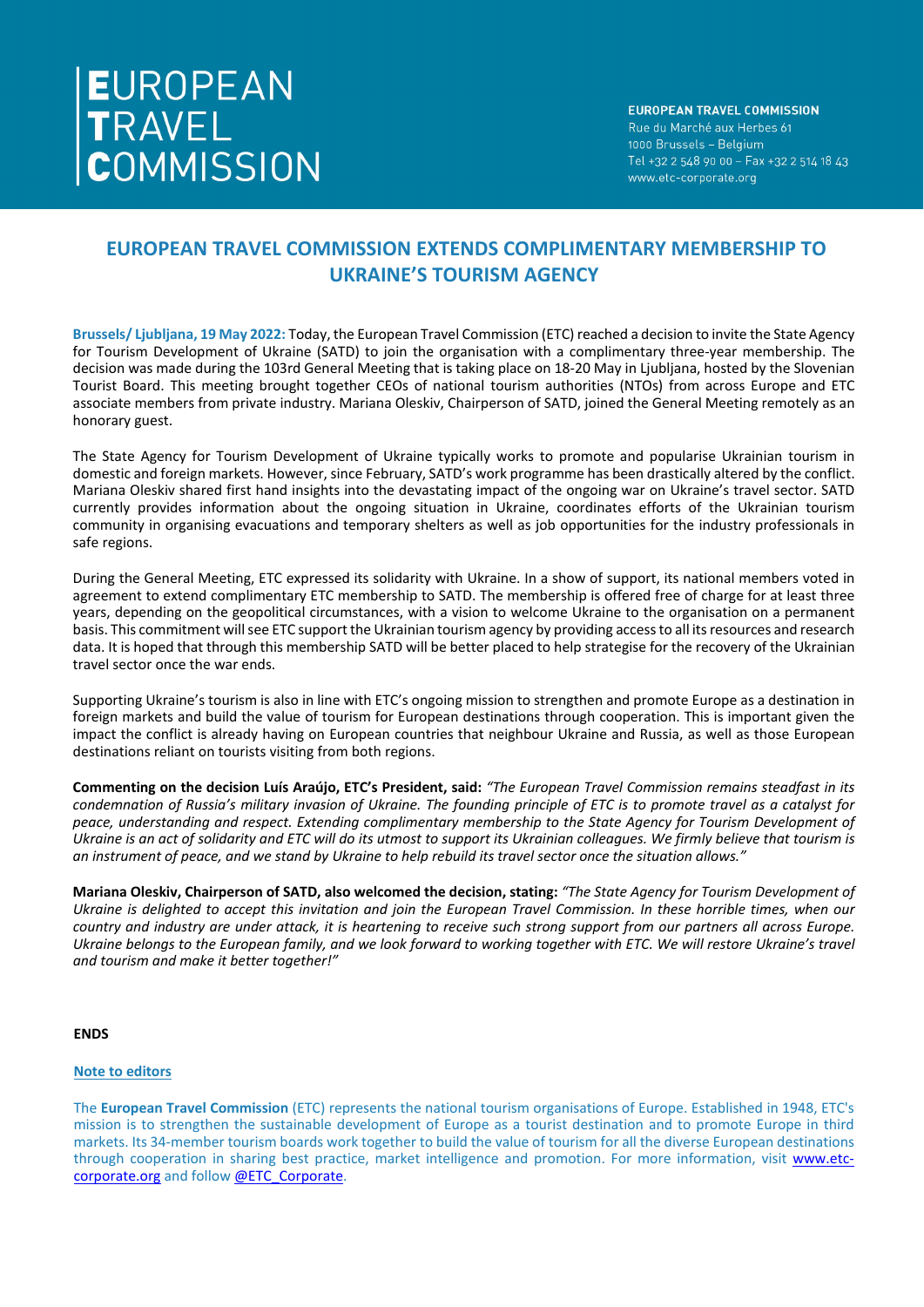# EUROPEAN TRAVEL COMMISSION

**EUROPEAN TRAVEL COMMISSION**
Rue du Marché aux Herbes 61
1000 Brussels – Belgium
Tel +32 2 548 90 00 – Fax +32 2 514 18 43
www.etc-corporate.org

## EUROPEAN TRAVEL COMMISSION EXTENDS COMPLIMENTARY MEMBERSHIP TO UKRAINE'S TOURISM AGENCY

**Brussels/ Ljubljana, 19 May 2022:** Today, the European Travel Commission (ETC) reached a decision to invite the State Agency for Tourism Development of Ukraine (SATD) to join the organisation with a complimentary three-year membership. The decision was made during the 103rd General Meeting that is taking place on 18-20 May in Ljubljana, hosted by the Slovenian Tourist Board. This meeting brought together CEOs of national tourism authorities (NTOs) from across Europe and ETC associate members from private industry. Mariana Oleskiv, Chairperson of SATD, joined the General Meeting remotely as an honorary guest.

The State Agency for Tourism Development of Ukraine typically works to promote and popularise Ukrainian tourism in domestic and foreign markets. However, since February, SATD's work programme has been drastically altered by the conflict. Mariana Oleskiv shared first hand insights into the devastating impact of the ongoing war on Ukraine's travel sector. SATD currently provides information about the ongoing situation in Ukraine, coordinates efforts of the Ukrainian tourism community in organising evacuations and temporary shelters as well as job opportunities for the industry professionals in safe regions.

During the General Meeting, ETC expressed its solidarity with Ukraine. In a show of support, its national members voted in agreement to extend complimentary ETC membership to SATD. The membership is offered free of charge for at least three years, depending on the geopolitical circumstances, with a vision to welcome Ukraine to the organisation on a permanent basis. This commitment will see ETC support the Ukrainian tourism agency by providing access to all its resources and research data. It is hoped that through this membership SATD will be better placed to help strategise for the recovery of the Ukrainian travel sector once the war ends.

Supporting Ukraine's tourism is also in line with ETC's ongoing mission to strengthen and promote Europe as a destination in foreign markets and build the value of tourism for European destinations through cooperation. This is important given the impact the conflict is already having on European countries that neighbour Ukraine and Russia, as well as those European destinations reliant on tourists visiting from both regions.

**Commenting on the decision Luís Araújo, ETC's President, said:** *"The European Travel Commission remains steadfast in its condemnation of Russia's military invasion of Ukraine. The founding principle of ETC is to promote travel as a catalyst for peace, understanding and respect. Extending complimentary membership to the State Agency for Tourism Development of Ukraine is an act of solidarity and ETC will do its utmost to support its Ukrainian colleagues. We firmly believe that tourism is an instrument of peace, and we stand by Ukraine to help rebuild its travel sector once the situation allows."*

**Mariana Oleskiv, Chairperson of SATD, also welcomed the decision, stating:** *"The State Agency for Tourism Development of Ukraine is delighted to accept this invitation and join the European Travel Commission. In these horrible times, when our country and industry are under attack, it is heartening to receive such strong support from our partners all across Europe. Ukraine belongs to the European family, and we look forward to working together with ETC. We will restore Ukraine's travel and tourism and make it better together!"*

**ENDS**

**Note to editors**

The **European Travel Commission** (ETC) represents the national tourism organisations of Europe. Established in 1948, ETC's mission is to strengthen the sustainable development of Europe as a tourist destination and to promote Europe in third markets. Its 34-member tourism boards work together to build the value of tourism for all the diverse European destinations through cooperation in sharing best practice, market intelligence and promotion. For more information, visit www.etc-corporate.org and follow @ETC_Corporate.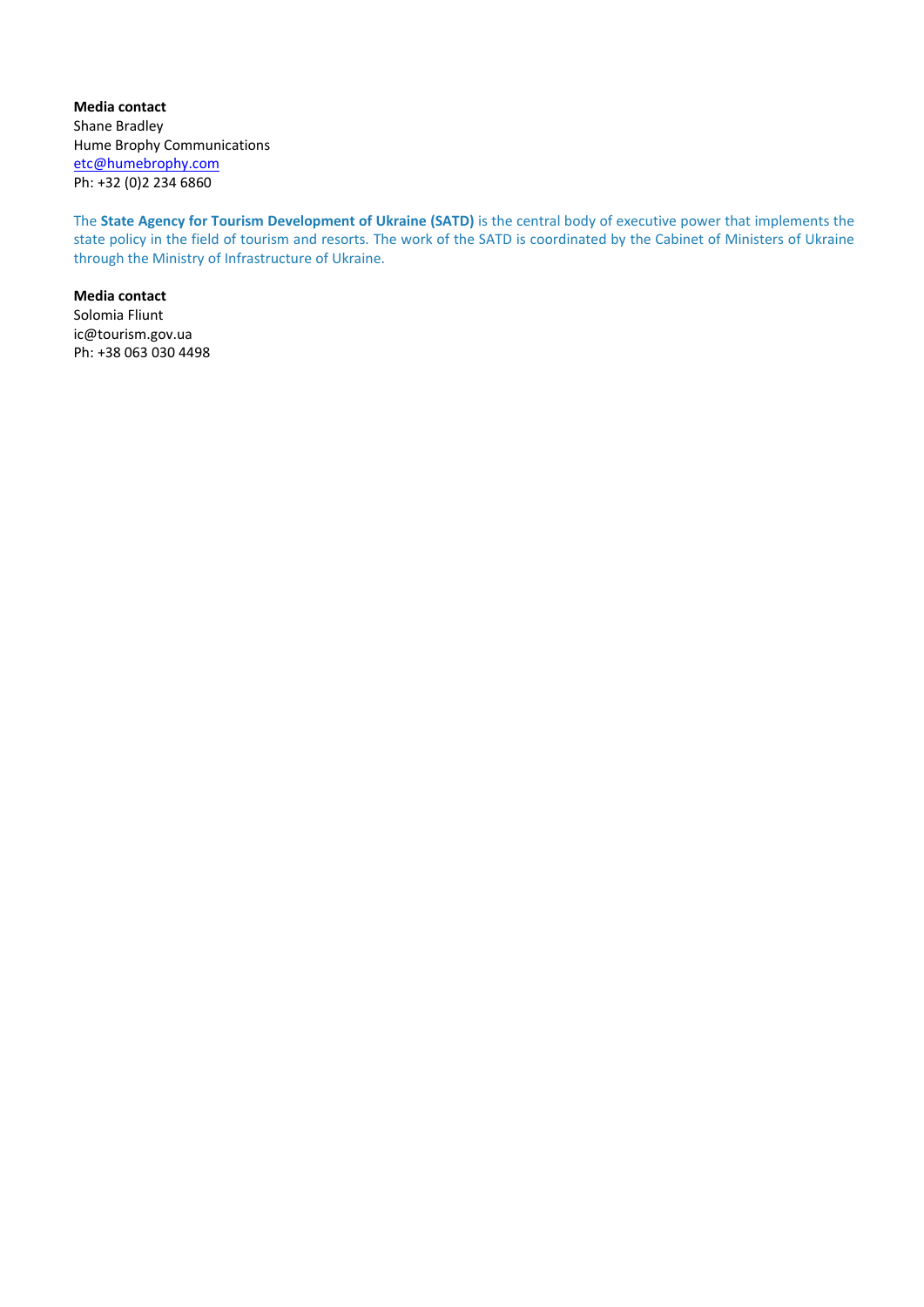**Media contact**
Shane Bradley
Hume Brophy Communications
etc@humebrophy.com
Ph: +32 (0)2 234 6860

The **State Agency for Tourism Development of Ukraine (SATD)** is the central body of executive power that implements the state policy in the field of tourism and resorts. The work of the SATD is coordinated by the Cabinet of Ministers of Ukraine through the Ministry of Infrastructure of Ukraine.

**Media contact**
Solomia Fliunt
ic@tourism.gov.ua
Ph: +38 063 030 4498